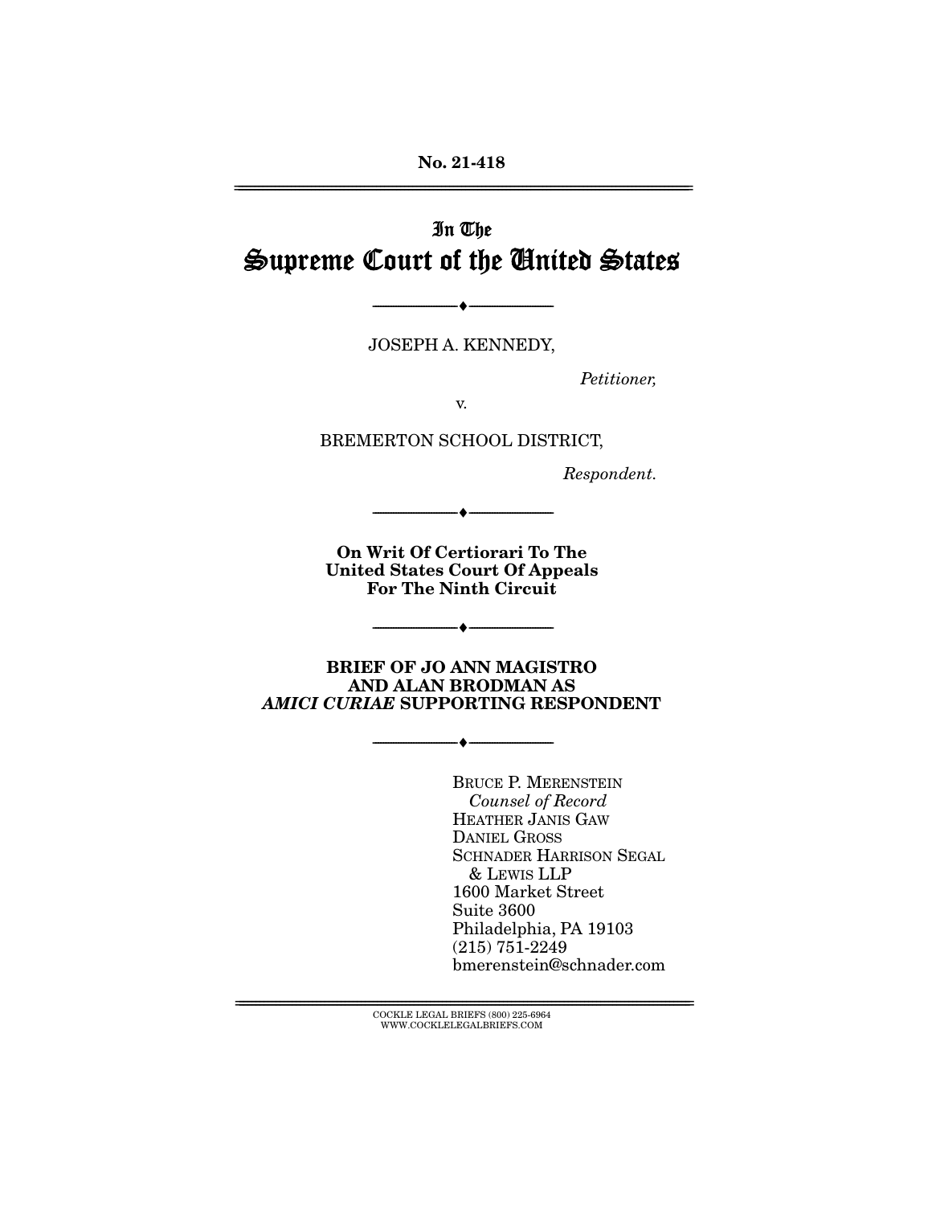No. 21-418

# In The Supreme Court of the United States

---

JOSEPH A. KENNEDY,

*Petitioner,*

v.

BREMERTON SCHOOL DISTRICT,

*Respondent.*

---

**On Writ Of Certiorari To The United States Court Of Appeals For The Ninth Circuit**

---

**BRIEF OF JO ANN MAGISTRO AND ALAN BRODMAN AS *AMICI CURIAE* SUPPORTING RESPONDENT**

---

BRUCE P. MERENSTEIN
*Counsel of Record*
HEATHER JANIS GAW
DANIEL GROSS
SCHNADER HARRISON SEGAL & LEWIS LLP
1600 Market Street
Suite 3600
Philadelphia, PA 19103
(215) 751-2249
bmerenstein@schnader.com

COCKLE LEGAL BRIEFS (800) 225-6964
WWW.COCKLELEGALBRIEFS.COM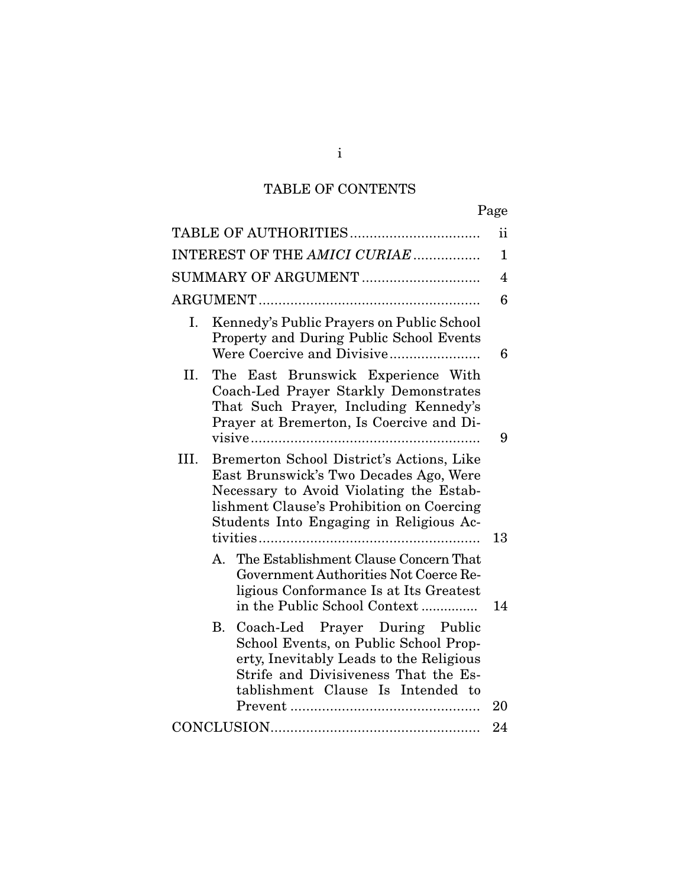# TABLE OF CONTENTS

| | Page |
|---|---|
| TABLE OF AUTHORITIES | ii |
| INTEREST OF THE *AMICI CURIAE* | 1 |
| SUMMARY OF ARGUMENT | 4 |
| ARGUMENT | 6 |
| I. Kennedy's Public Prayers on Public School Property and During Public School Events Were Coercive and Divisive | 6 |
| II. The East Brunswick Experience With Coach-Led Prayer Starkly Demonstrates That Such Prayer, Including Kennedy's Prayer at Bremerton, Is Coercive and Divisive | 9 |
| III. Bremerton School District's Actions, Like East Brunswick's Two Decades Ago, Were Necessary to Avoid Violating the Establishment Clause's Prohibition on Coercing Students Into Engaging in Religious Activities | 13 |
| A. The Establishment Clause Concern That Government Authorities Not Coerce Religious Conformance Is at Its Greatest in the Public School Context | 14 |
| B. Coach-Led Prayer During Public School Events, on Public School Property, Inevitably Leads to the Religious Strife and Divisiveness That the Establishment Clause Is Intended to Prevent | 20 |
| CONCLUSION | 24 |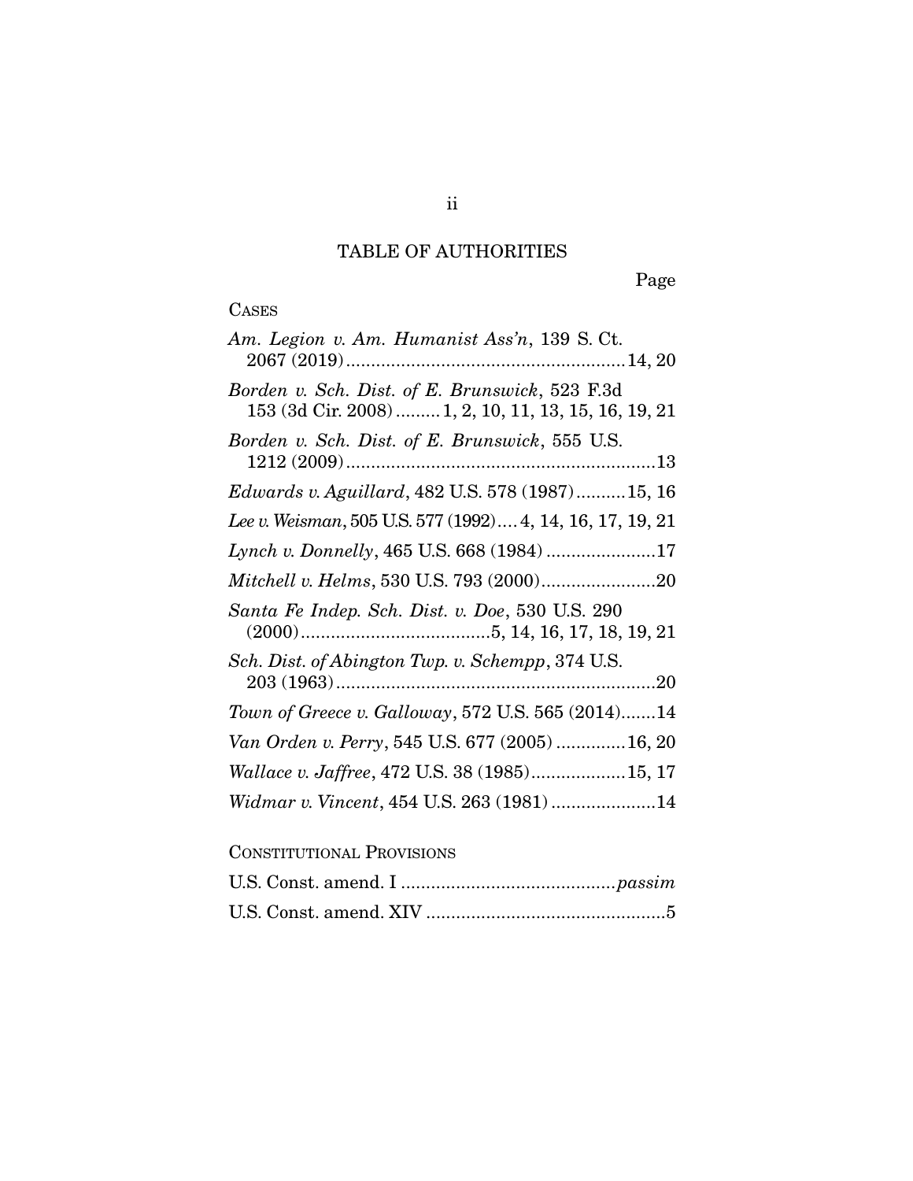# TABLE OF AUTHORITIES

Page

CASES

*Am. Legion v. Am. Humanist Ass'n*, 139 S. Ct. 2067 (2019) .......................................................14, 20

*Borden v. Sch. Dist. of E. Brunswick*, 523 F.3d 153 (3d Cir. 2008) .........1, 2, 10, 11, 13, 15, 16, 19, 21

*Borden v. Sch. Dist. of E. Brunswick*, 555 U.S. 1212 (2009) ..............................................................13

*Edwards v. Aguillard*, 482 U.S. 578 (1987)..........15, 16

*Lee v. Weisman*, 505 U.S. 577 (1992)....4, 14, 16, 17, 19, 21

*Lynch v. Donnelly*, 465 U.S. 668 (1984) ......................17

*Mitchell v. Helms*, 530 U.S. 793 (2000).......................20

*Santa Fe Indep. Sch. Dist. v. Doe*, 530 U.S. 290 (2000).....................................5, 14, 16, 17, 18, 19, 21

*Sch. Dist. of Abington Twp. v. Schempp*, 374 U.S. 203 (1963)................................................................20

*Town of Greece v. Galloway*, 572 U.S. 565 (2014).......14

*Van Orden v. Perry*, 545 U.S. 677 (2005) .............16, 20

*Wallace v. Jaffree*, 472 U.S. 38 (1985)...................15, 17

*Widmar v. Vincent*, 454 U.S. 263 (1981) .....................14

CONSTITUTIONAL PROVISIONS

U.S. Const. amend. I ..........................................*passim*

U.S. Const. amend. XIV ................................................5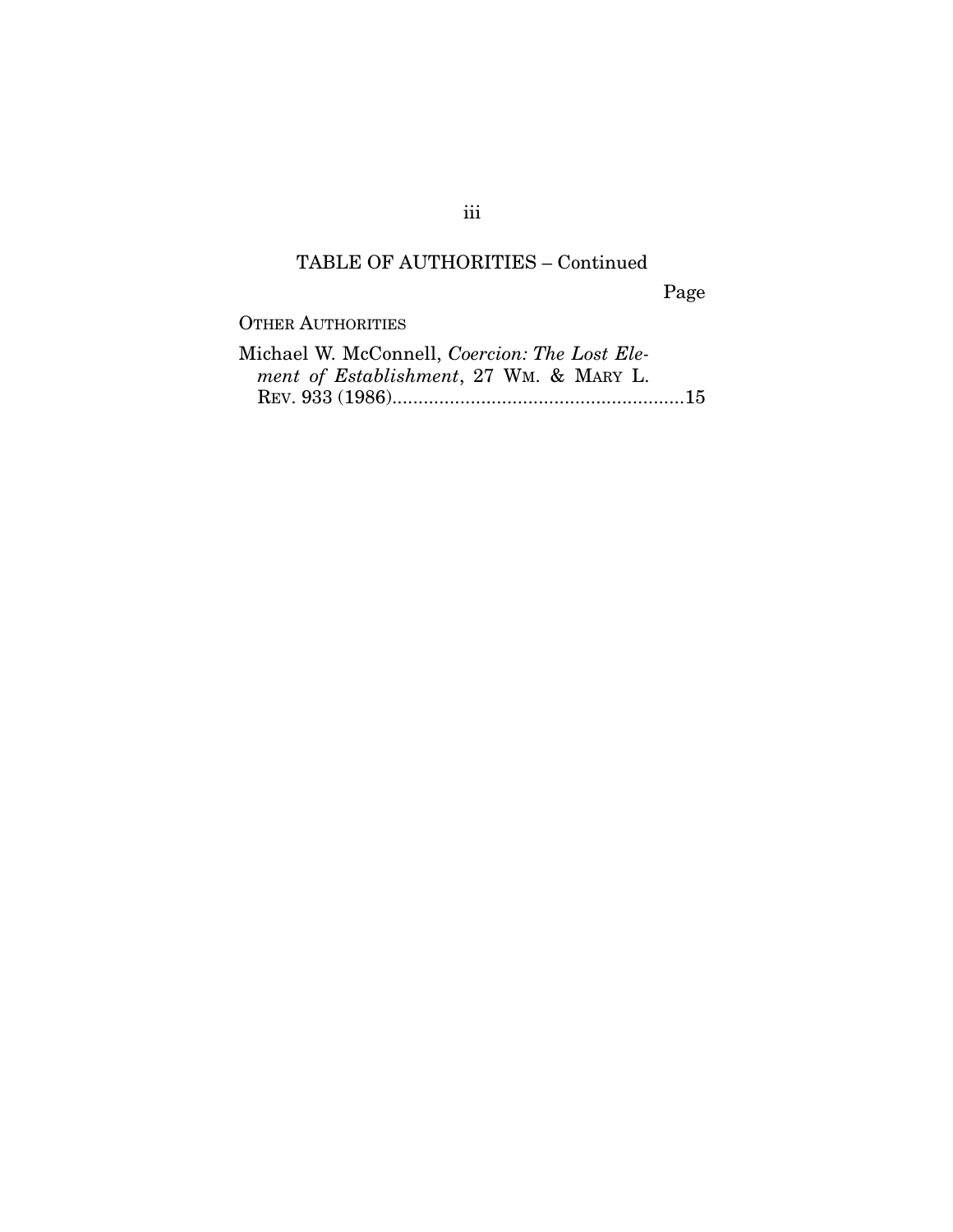## TABLE OF AUTHORITIES – Continued

Page

OTHER AUTHORITIES

Michael W. McConnell, *Coercion: The Lost Element of Establishment*, 27 WM. & MARY L. REV. 933 (1986)........................................................15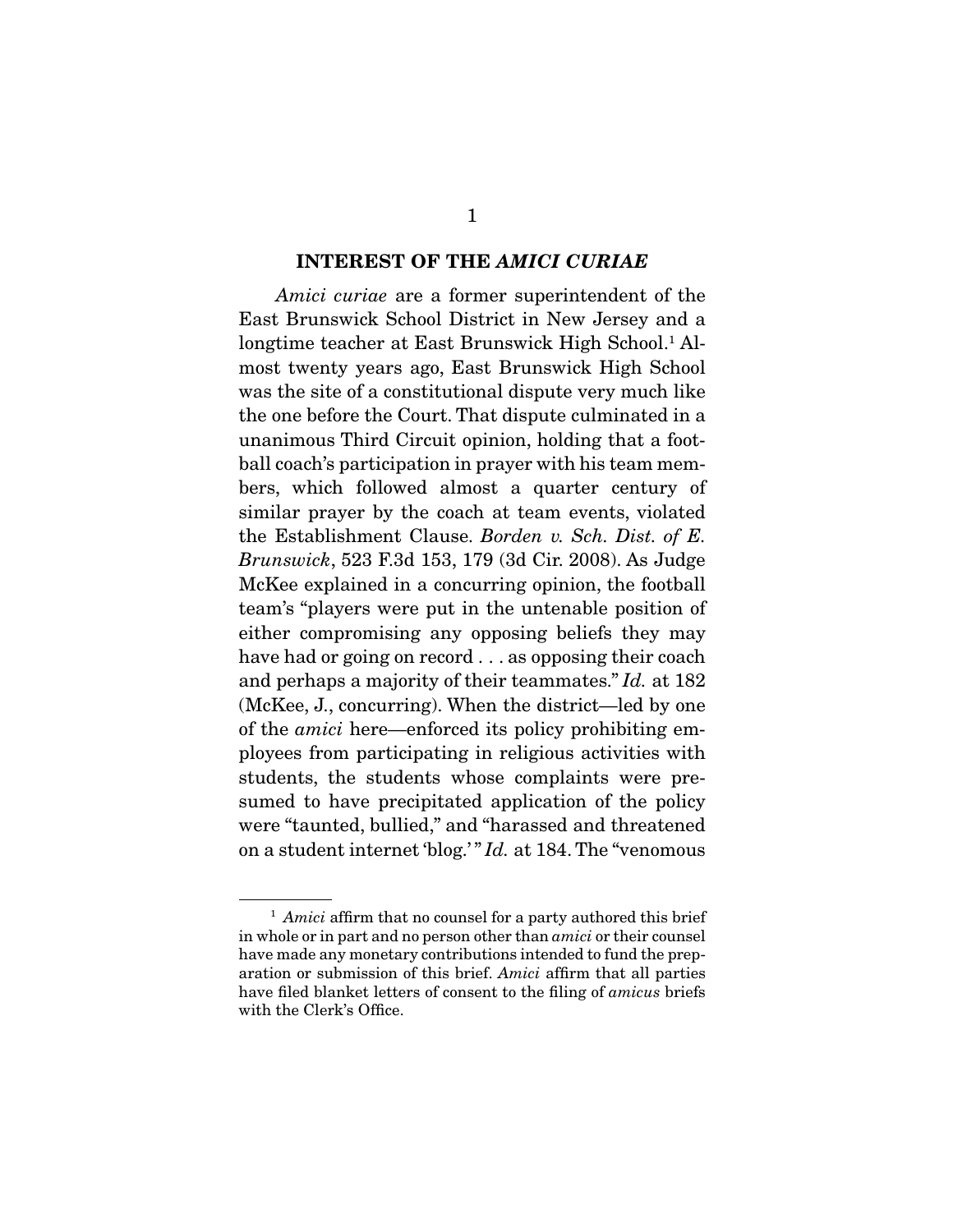## INTEREST OF THE *AMICI CURIAE*

*Amici curiae* are a former superintendent of the East Brunswick School District in New Jersey and a longtime teacher at East Brunswick High School.[1] Almost twenty years ago, East Brunswick High School was the site of a constitutional dispute very much like the one before the Court. That dispute culminated in a unanimous Third Circuit opinion, holding that a football coach's participation in prayer with his team members, which followed almost a quarter century of similar prayer by the coach at team events, violated the Establishment Clause. *Borden v. Sch. Dist. of E. Brunswick*, 523 F.3d 153, 179 (3d Cir. 2008). As Judge McKee explained in a concurring opinion, the football team's "players were put in the untenable position of either compromising any opposing beliefs they may have had or going on record . . . as opposing their coach and perhaps a majority of their teammates." *Id.* at 182 (McKee, J., concurring). When the district—led by one of the *amici* here—enforced its policy prohibiting employees from participating in religious activities with students, the students whose complaints were presumed to have precipitated application of the policy were "taunted, bullied," and "harassed and threatened on a student internet 'blog.'" *Id.* at 184. The "venomous

---

[1] *Amici* affirm that no counsel for a party authored this brief in whole or in part and no person other than *amici* or their counsel have made any monetary contributions intended to fund the preparation or submission of this brief. *Amici* affirm that all parties have filed blanket letters of consent to the filing of *amicus* briefs with the Clerk's Office.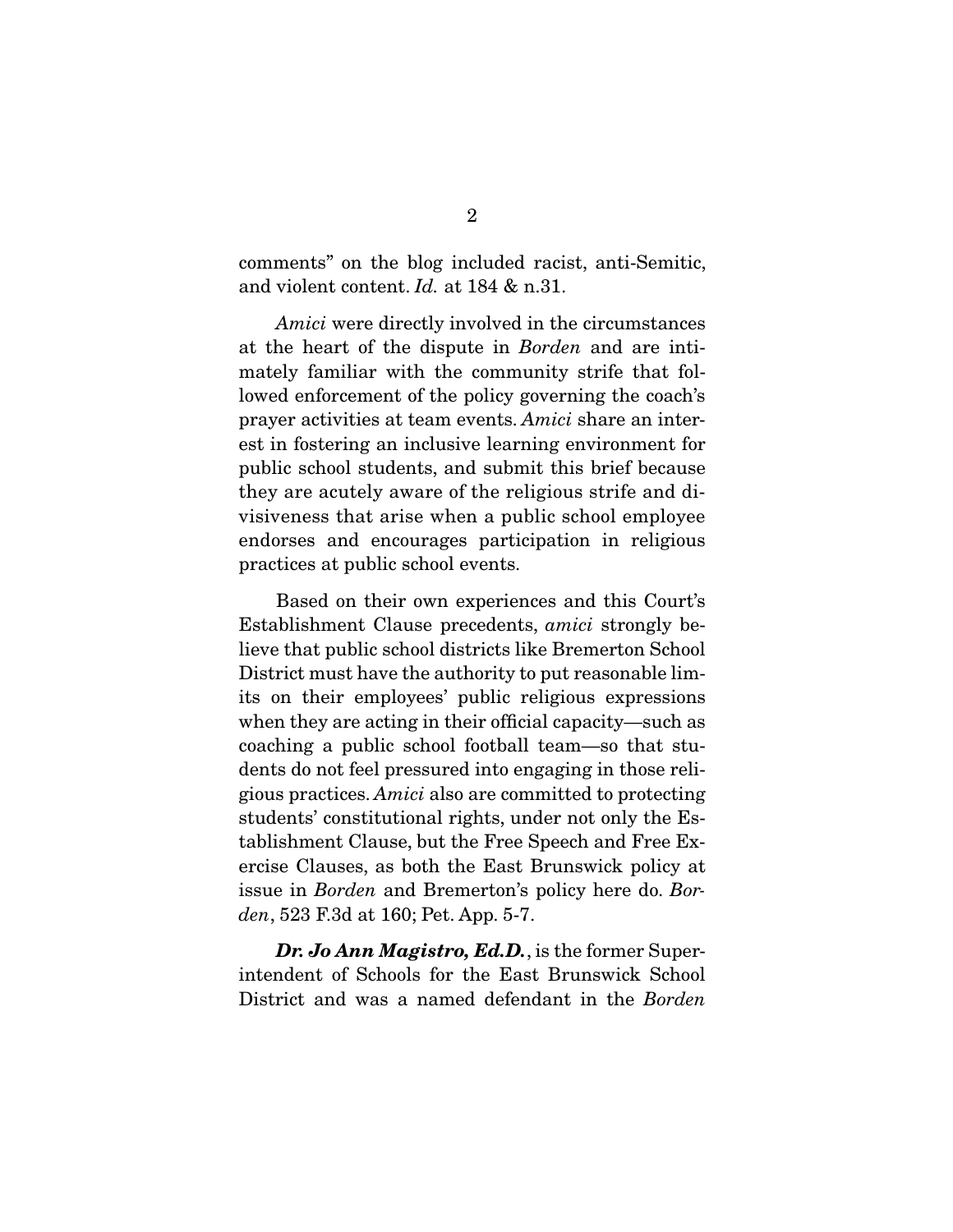comments" on the blog included racist, anti-Semitic, and violent content. *Id.* at 184 & n.31.

*Amici* were directly involved in the circumstances at the heart of the dispute in *Borden* and are intimately familiar with the community strife that followed enforcement of the policy governing the coach's prayer activities at team events. *Amici* share an interest in fostering an inclusive learning environment for public school students, and submit this brief because they are acutely aware of the religious strife and divisiveness that arise when a public school employee endorses and encourages participation in religious practices at public school events.

Based on their own experiences and this Court's Establishment Clause precedents, *amici* strongly believe that public school districts like Bremerton School District must have the authority to put reasonable limits on their employees' public religious expressions when they are acting in their official capacity—such as coaching a public school football team—so that students do not feel pressured into engaging in those religious practices. *Amici* also are committed to protecting students' constitutional rights, under not only the Establishment Clause, but the Free Speech and Free Exercise Clauses, as both the East Brunswick policy at issue in *Borden* and Bremerton's policy here do. *Borden*, 523 F.3d at 160; Pet. App. 5-7.

***Dr. Jo Ann Magistro, Ed.D.***, is the former Superintendent of Schools for the East Brunswick School District and was a named defendant in the *Borden*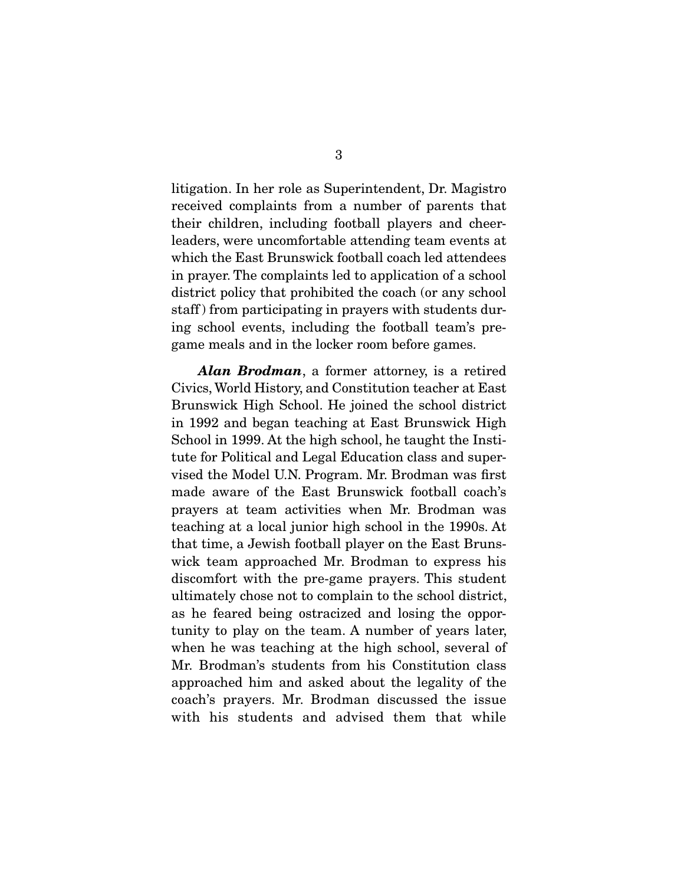litigation. In her role as Superintendent, Dr. Magistro received complaints from a number of parents that their children, including football players and cheerleaders, were uncomfortable attending team events at which the East Brunswick football coach led attendees in prayer. The complaints led to application of a school district policy that prohibited the coach (or any school staff) from participating in prayers with students during school events, including the football team's pregame meals and in the locker room before games.

***Alan Brodman***, a former attorney, is a retired Civics, World History, and Constitution teacher at East Brunswick High School. He joined the school district in 1992 and began teaching at East Brunswick High School in 1999. At the high school, he taught the Institute for Political and Legal Education class and supervised the Model U.N. Program. Mr. Brodman was first made aware of the East Brunswick football coach's prayers at team activities when Mr. Brodman was teaching at a local junior high school in the 1990s. At that time, a Jewish football player on the East Brunswick team approached Mr. Brodman to express his discomfort with the pre-game prayers. This student ultimately chose not to complain to the school district, as he feared being ostracized and losing the opportunity to play on the team. A number of years later, when he was teaching at the high school, several of Mr. Brodman's students from his Constitution class approached him and asked about the legality of the coach's prayers. Mr. Brodman discussed the issue with his students and advised them that while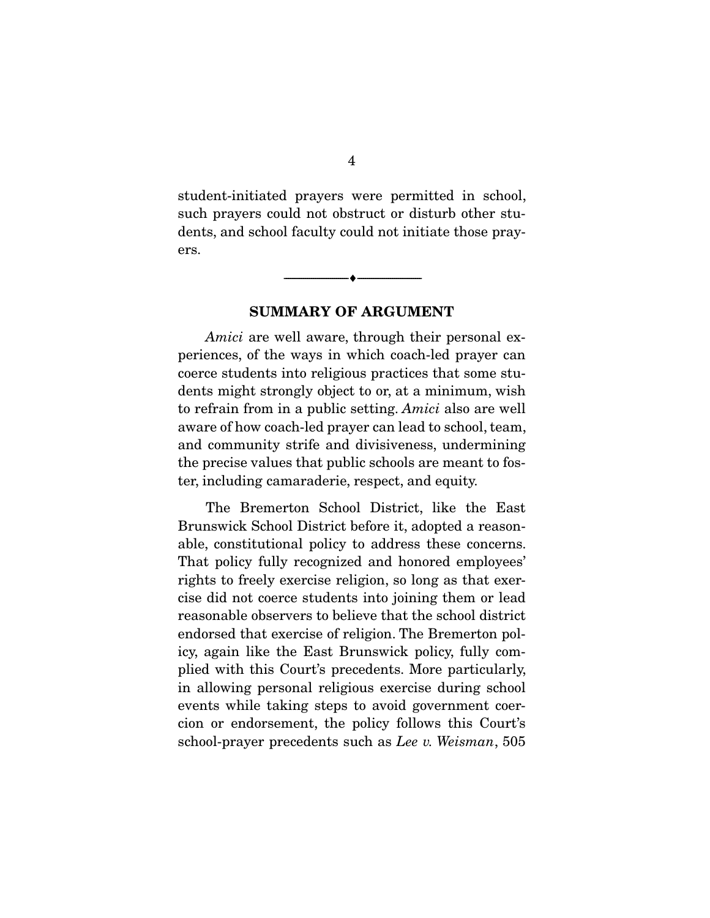student-initiated prayers were permitted in school, such prayers could not obstruct or disturb other students, and school faculty could not initiate those prayers.

---

## SUMMARY OF ARGUMENT

*Amici* are well aware, through their personal experiences, of the ways in which coach-led prayer can coerce students into religious practices that some students might strongly object to or, at a minimum, wish to refrain from in a public setting. *Amici* also are well aware of how coach-led prayer can lead to school, team, and community strife and divisiveness, undermining the precise values that public schools are meant to foster, including camaraderie, respect, and equity.

The Bremerton School District, like the East Brunswick School District before it, adopted a reasonable, constitutional policy to address these concerns. That policy fully recognized and honored employees' rights to freely exercise religion, so long as that exercise did not coerce students into joining them or lead reasonable observers to believe that the school district endorsed that exercise of religion. The Bremerton policy, again like the East Brunswick policy, fully complied with this Court's precedents. More particularly, in allowing personal religious exercise during school events while taking steps to avoid government coercion or endorsement, the policy follows this Court's school-prayer precedents such as *Lee v. Weisman*, 505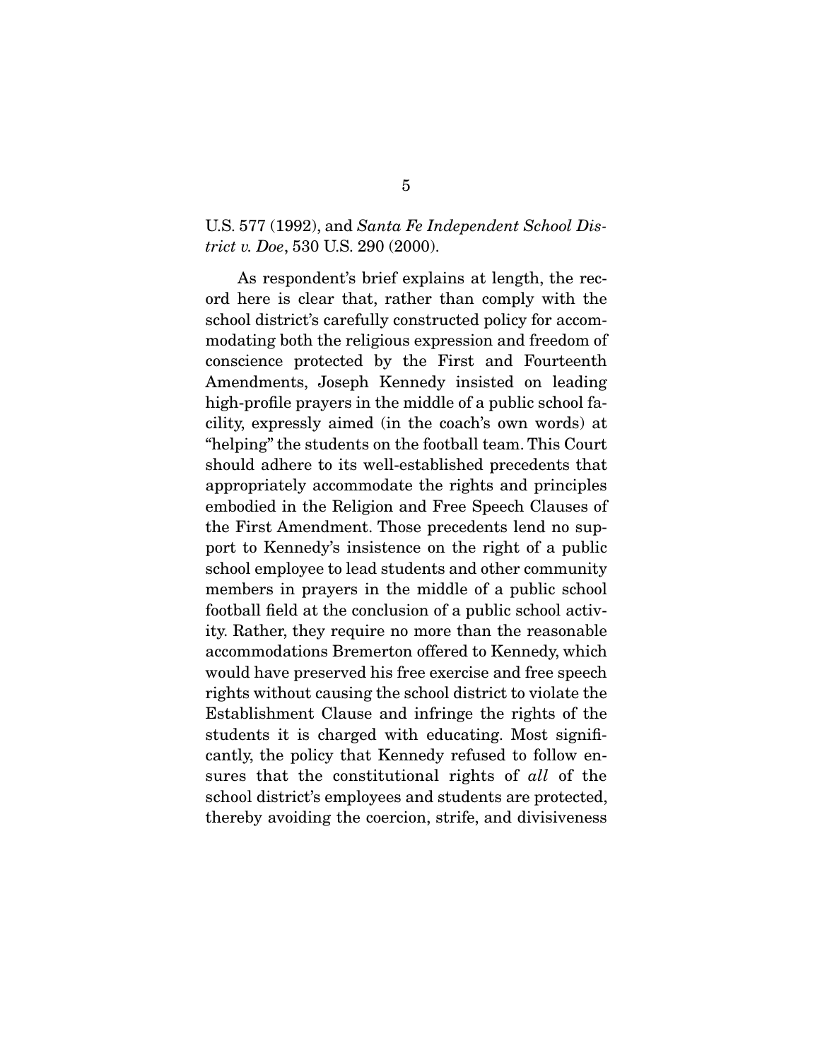U.S. 577 (1992), and *Santa Fe Independent School District v. Doe*, 530 U.S. 290 (2000).

As respondent's brief explains at length, the record here is clear that, rather than comply with the school district's carefully constructed policy for accommodating both the religious expression and freedom of conscience protected by the First and Fourteenth Amendments, Joseph Kennedy insisted on leading high-profile prayers in the middle of a public school facility, expressly aimed (in the coach's own words) at "helping" the students on the football team. This Court should adhere to its well-established precedents that appropriately accommodate the rights and principles embodied in the Religion and Free Speech Clauses of the First Amendment. Those precedents lend no support to Kennedy's insistence on the right of a public school employee to lead students and other community members in prayers in the middle of a public school football field at the conclusion of a public school activity. Rather, they require no more than the reasonable accommodations Bremerton offered to Kennedy, which would have preserved his free exercise and free speech rights without causing the school district to violate the Establishment Clause and infringe the rights of the students it is charged with educating. Most significantly, the policy that Kennedy refused to follow ensures that the constitutional rights of *all* of the school district's employees and students are protected, thereby avoiding the coercion, strife, and divisiveness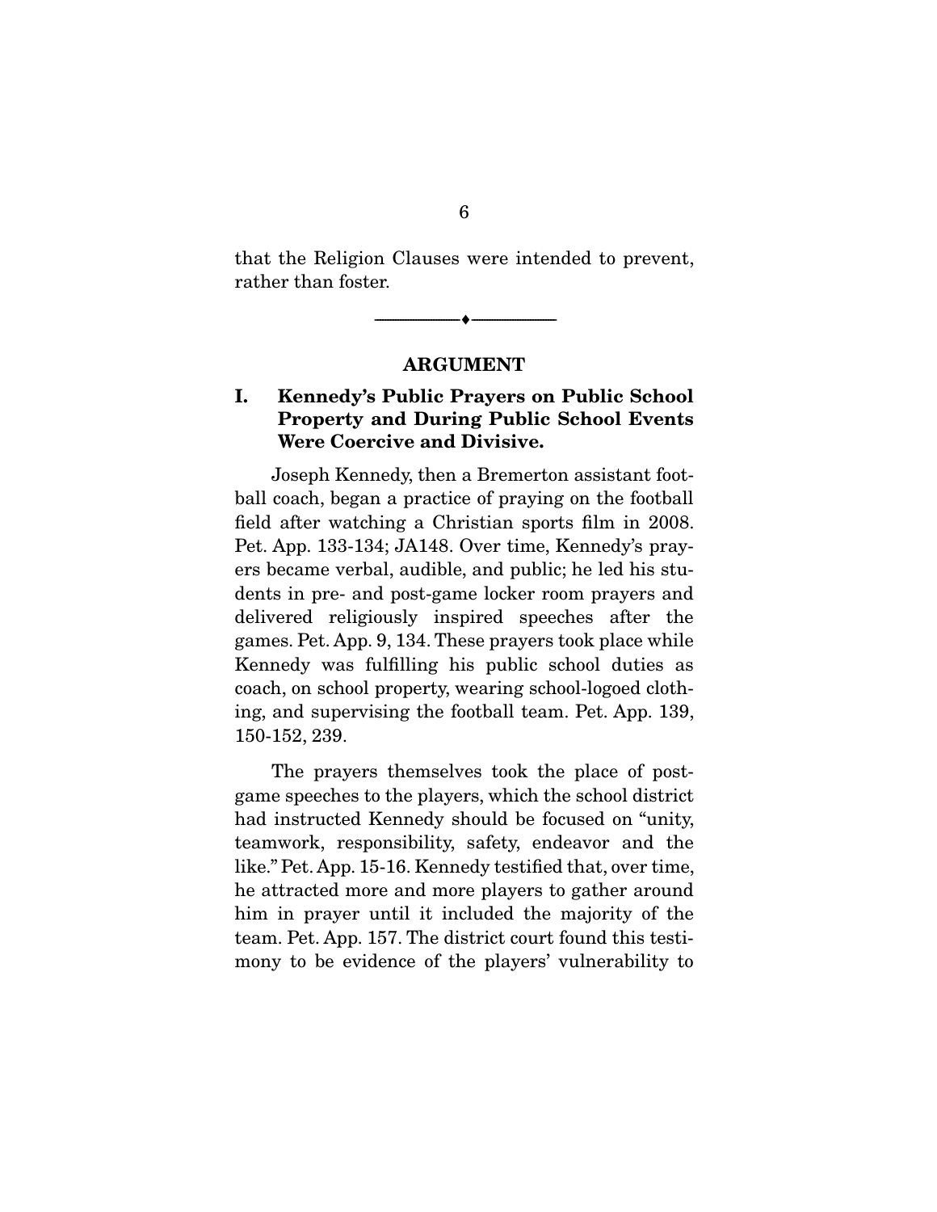that the Religion Clauses were intended to prevent, rather than foster.

---

## ARGUMENT

### I. Kennedy's Public Prayers on Public School Property and During Public School Events Were Coercive and Divisive.

Joseph Kennedy, then a Bremerton assistant football coach, began a practice of praying on the football field after watching a Christian sports film in 2008. Pet. App. 133-134; JA148. Over time, Kennedy's prayers became verbal, audible, and public; he led his students in pre- and post-game locker room prayers and delivered religiously inspired speeches after the games. Pet. App. 9, 134. These prayers took place while Kennedy was fulfilling his public school duties as coach, on school property, wearing school-logoed clothing, and supervising the football team. Pet. App. 139, 150-152, 239.

The prayers themselves took the place of post-game speeches to the players, which the school district had instructed Kennedy should be focused on "unity, teamwork, responsibility, safety, endeavor and the like." Pet. App. 15-16. Kennedy testified that, over time, he attracted more and more players to gather around him in prayer until it included the majority of the team. Pet. App. 157. The district court found this testimony to be evidence of the players' vulnerability to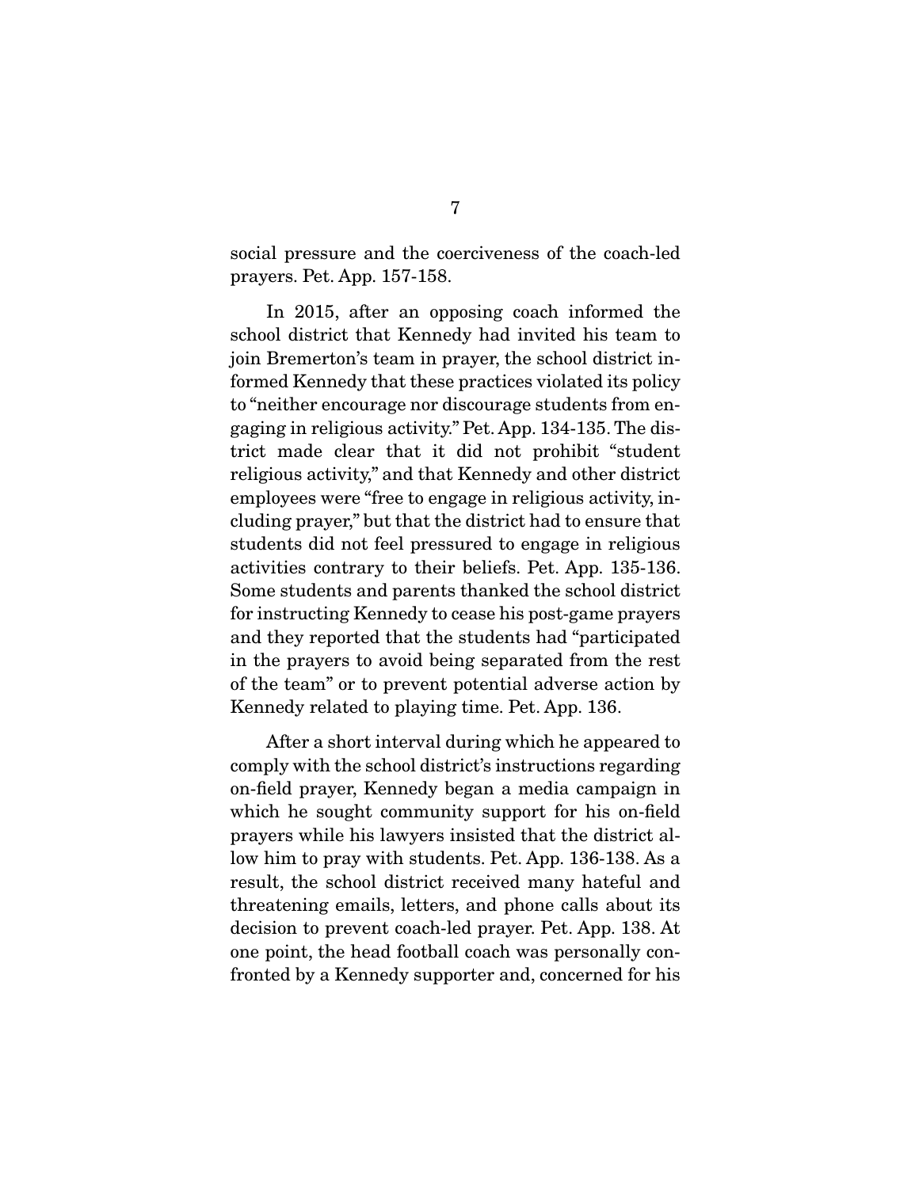social pressure and the coerciveness of the coach-led prayers. Pet. App. 157-158.

In 2015, after an opposing coach informed the school district that Kennedy had invited his team to join Bremerton's team in prayer, the school district informed Kennedy that these practices violated its policy to "neither encourage nor discourage students from engaging in religious activity." Pet. App. 134-135. The district made clear that it did not prohibit "student religious activity," and that Kennedy and other district employees were "free to engage in religious activity, including prayer," but that the district had to ensure that students did not feel pressured to engage in religious activities contrary to their beliefs. Pet. App. 135-136. Some students and parents thanked the school district for instructing Kennedy to cease his post-game prayers and they reported that the students had "participated in the prayers to avoid being separated from the rest of the team" or to prevent potential adverse action by Kennedy related to playing time. Pet. App. 136.

After a short interval during which he appeared to comply with the school district's instructions regarding on-field prayer, Kennedy began a media campaign in which he sought community support for his on-field prayers while his lawyers insisted that the district allow him to pray with students. Pet. App. 136-138. As a result, the school district received many hateful and threatening emails, letters, and phone calls about its decision to prevent coach-led prayer. Pet. App. 138. At one point, the head football coach was personally confronted by a Kennedy supporter and, concerned for his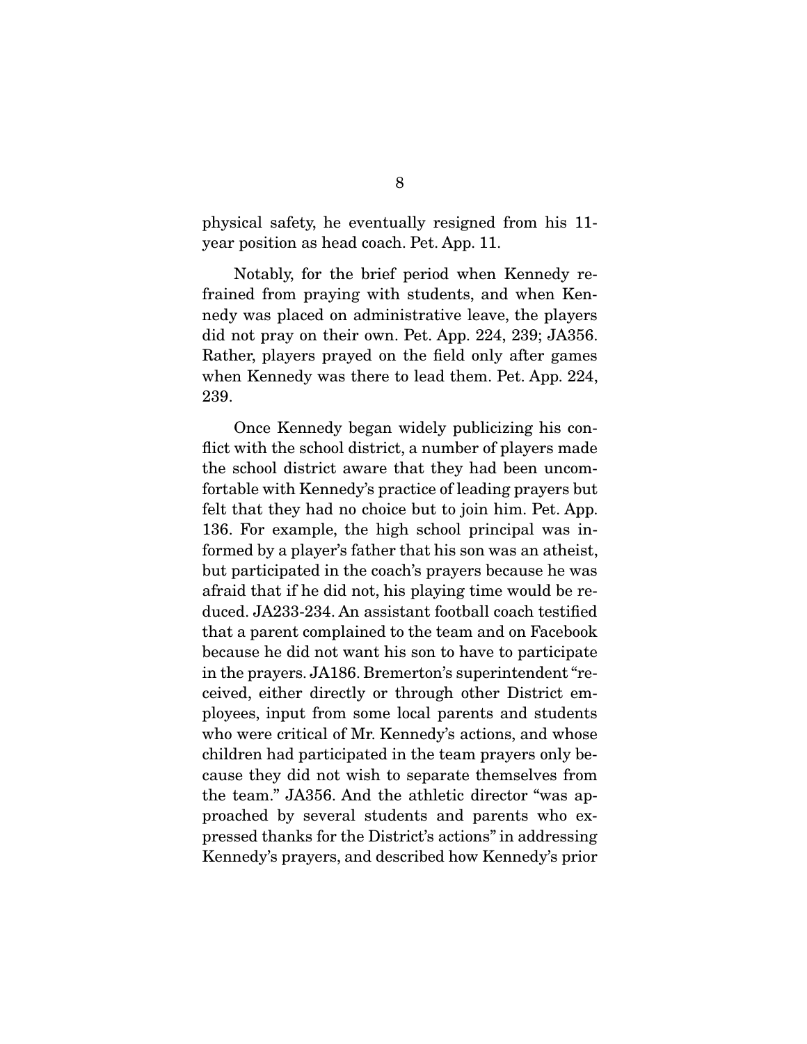physical safety, he eventually resigned from his 11-year position as head coach. Pet. App. 11.

Notably, for the brief period when Kennedy refrained from praying with students, and when Kennedy was placed on administrative leave, the players did not pray on their own. Pet. App. 224, 239; JA356. Rather, players prayed on the field only after games when Kennedy was there to lead them. Pet. App. 224, 239.

Once Kennedy began widely publicizing his conflict with the school district, a number of players made the school district aware that they had been uncomfortable with Kennedy's practice of leading prayers but felt that they had no choice but to join him. Pet. App. 136. For example, the high school principal was informed by a player's father that his son was an atheist, but participated in the coach's prayers because he was afraid that if he did not, his playing time would be reduced. JA233-234. An assistant football coach testified that a parent complained to the team and on Facebook because he did not want his son to have to participate in the prayers. JA186. Bremerton's superintendent "received, either directly or through other District employees, input from some local parents and students who were critical of Mr. Kennedy's actions, and whose children had participated in the team prayers only because they did not wish to separate themselves from the team." JA356. And the athletic director "was approached by several students and parents who expressed thanks for the District's actions" in addressing Kennedy's prayers, and described how Kennedy's prior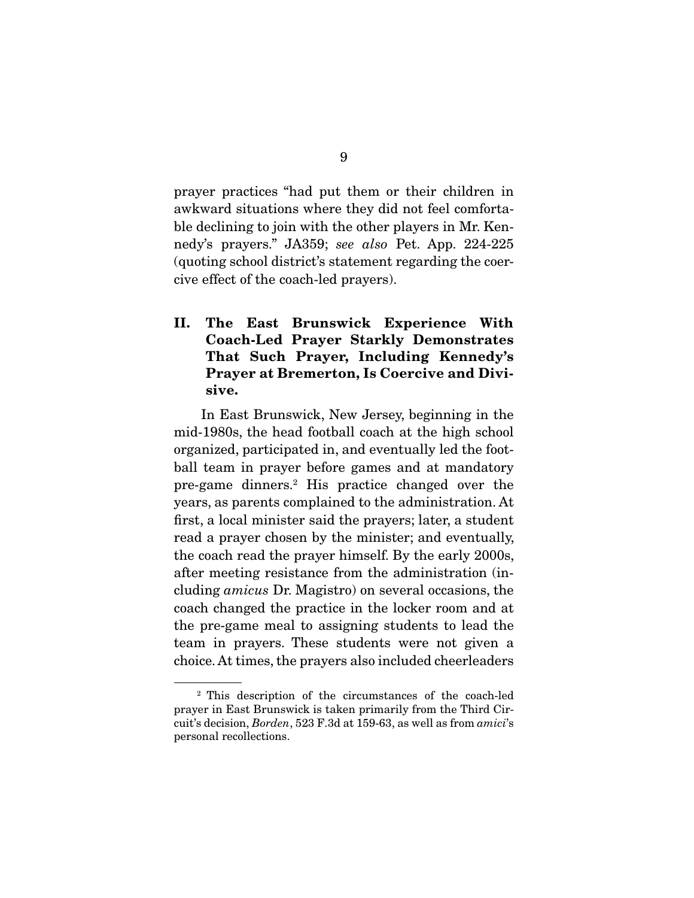prayer practices "had put them or their children in awkward situations where they did not feel comfortable declining to join with the other players in Mr. Kennedy's prayers." JA359; *see also* Pet. App. 224-225 (quoting school district's statement regarding the coercive effect of the coach-led prayers).

## II. The East Brunswick Experience With Coach-Led Prayer Starkly Demonstrates That Such Prayer, Including Kennedy's Prayer at Bremerton, Is Coercive and Divisive.

In East Brunswick, New Jersey, beginning in the mid-1980s, the head football coach at the high school organized, participated in, and eventually led the football team in prayer before games and at mandatory pre-game dinners.[2] His practice changed over the years, as parents complained to the administration. At first, a local minister said the prayers; later, a student read a prayer chosen by the minister; and eventually, the coach read the prayer himself. By the early 2000s, after meeting resistance from the administration (including *amicus* Dr. Magistro) on several occasions, the coach changed the practice in the locker room and at the pre-game meal to assigning students to lead the team in prayers. These students were not given a choice. At times, the prayers also included cheerleaders

[2] This description of the circumstances of the coach-led prayer in East Brunswick is taken primarily from the Third Circuit's decision, *Borden*, 523 F.3d at 159-63, as well as from *amici*'s personal recollections.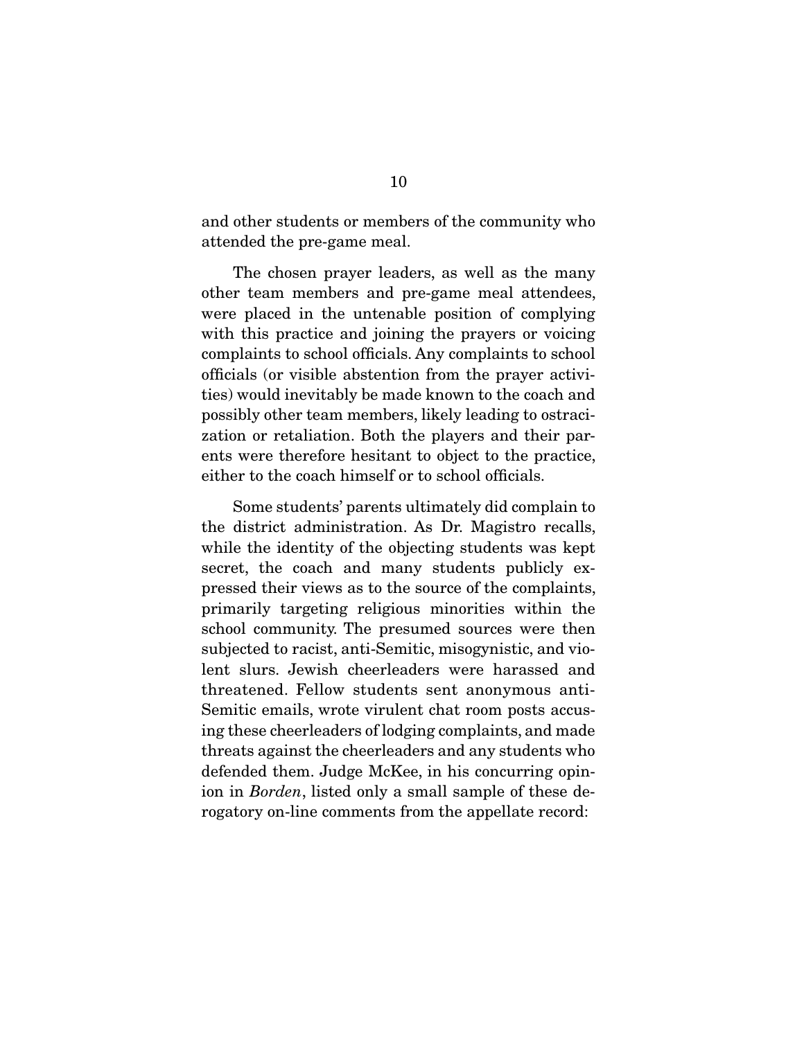and other students or members of the community who attended the pre-game meal.

The chosen prayer leaders, as well as the many other team members and pre-game meal attendees, were placed in the untenable position of complying with this practice and joining the prayers or voicing complaints to school officials. Any complaints to school officials (or visible abstention from the prayer activities) would inevitably be made known to the coach and possibly other team members, likely leading to ostracization or retaliation. Both the players and their parents were therefore hesitant to object to the practice, either to the coach himself or to school officials.

Some students' parents ultimately did complain to the district administration. As Dr. Magistro recalls, while the identity of the objecting students was kept secret, the coach and many students publicly expressed their views as to the source of the complaints, primarily targeting religious minorities within the school community. The presumed sources were then subjected to racist, anti-Semitic, misogynistic, and violent slurs. Jewish cheerleaders were harassed and threatened. Fellow students sent anonymous anti-Semitic emails, wrote virulent chat room posts accusing these cheerleaders of lodging complaints, and made threats against the cheerleaders and any students who defended them. Judge McKee, in his concurring opinion in *Borden*, listed only a small sample of these derogatory on-line comments from the appellate record: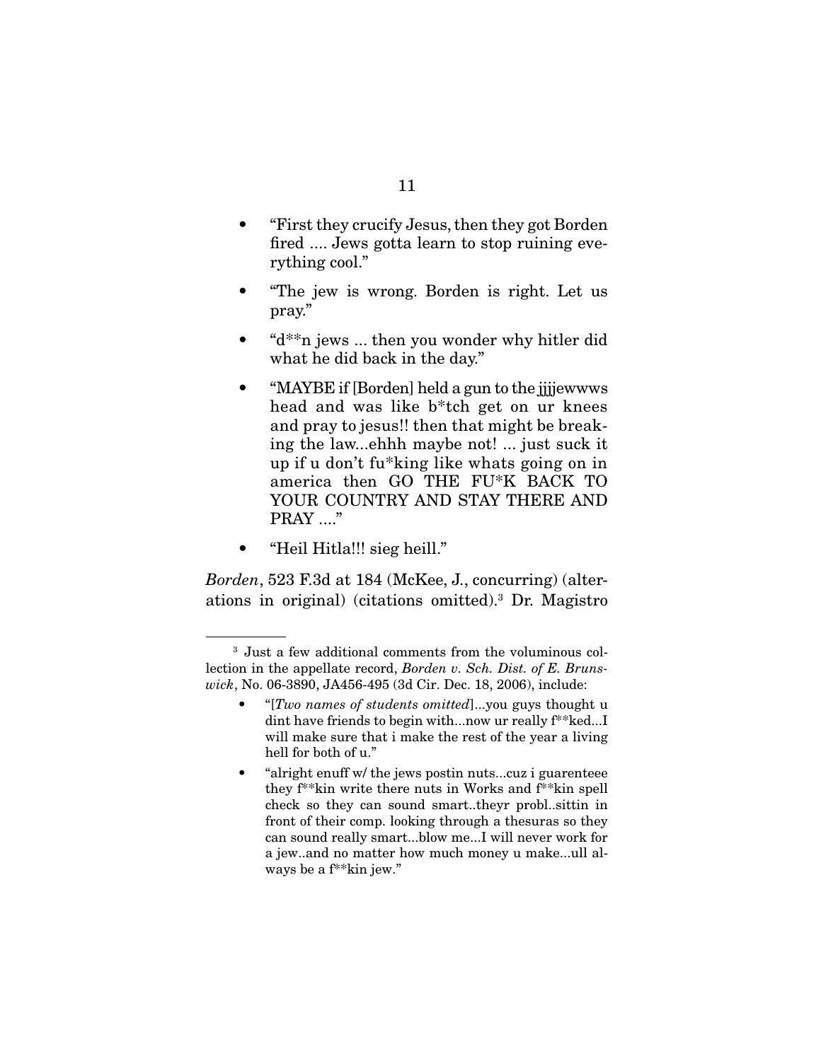- "First they crucify Jesus, then they got Borden fired .... Jews gotta learn to stop ruining everything cool."
- "The jew is wrong. Borden is right. Let us pray."
- "d**n jews ... then you wonder why hitler did what he did back in the day."
- "MAYBE if [Borden] held a gun to the jjjjewwws head and was like b*tch get on ur knees and pray to jesus!! then that might be breaking the law...ehhh maybe not! ... just suck it up if u don't fu*king like whats going on in america then GO THE FU*K BACK TO YOUR COUNTRY AND STAY THERE AND PRAY ...."
- "Heil Hitla!!! sieg heill."

*Borden*, 523 F.3d at 184 (McKee, J., concurring) (alterations in original) (citations omitted).[3] Dr. Magistro

---

[3] Just a few additional comments from the voluminous collection in the appellate record, *Borden v. Sch. Dist. of E. Brunswick*, No. 06-3890, JA456-495 (3d Cir. Dec. 18, 2006), include:

- "[*Two names of students omitted*]...you guys thought u dint have friends to begin with...now ur really f**ked...I will make sure that i make the rest of the year a living hell for both of u."
- "alright enuff w/ the jews postin nuts...cuz i guarenteee they f**kin write there nuts in Works and f**kin spell check so they can sound smart..theyr probl..sittin in front of their comp. looking through a thesuras so they can sound really smart...blow me...I will never work for a jew..and no matter how much money u make...ull always be a f**kin jew."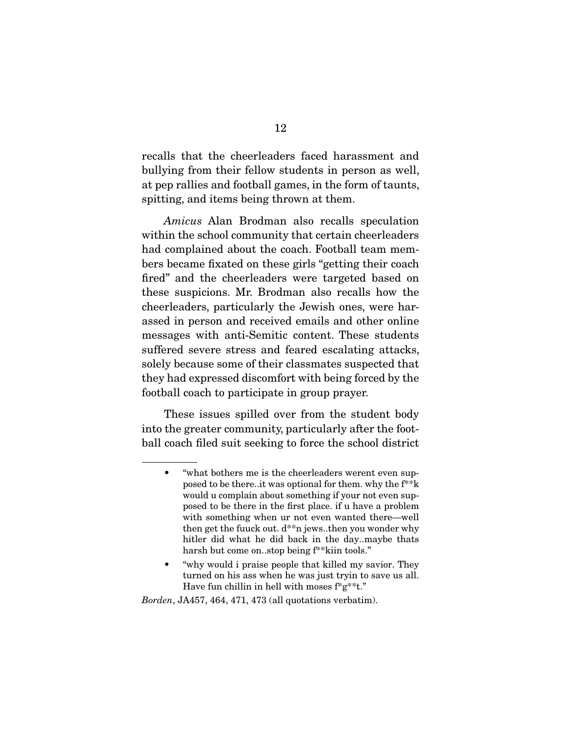recalls that the cheerleaders faced harassment and bullying from their fellow students in person as well, at pep rallies and football games, in the form of taunts, spitting, and items being thrown at them.

*Amicus* Alan Brodman also recalls speculation within the school community that certain cheerleaders had complained about the coach. Football team members became fixated on these girls "getting their coach fired" and the cheerleaders were targeted based on these suspicions. Mr. Brodman also recalls how the cheerleaders, particularly the Jewish ones, were harassed in person and received emails and other online messages with anti-Semitic content. These students suffered severe stress and feared escalating attacks, solely because some of their classmates suspected that they had expressed discomfort with being forced by the football coach to participate in group prayer.

These issues spilled over from the student body into the greater community, particularly after the football coach filed suit seeking to force the school district

---

- "what bothers me is the cheerleaders werent even supposed to be there..it was optional for them. why the f**k would u complain about something if your not even supposed to be there in the first place. if u have a problem with something when ur not even wanted there—well then get the fuuck out. d**n jews..then you wonder why hitler did what he did back in the day..maybe thats harsh but come on..stop being f**kiin tools."
- "why would i praise people that killed my savior. They turned on his ass when he was just tryin to save us all. Have fun chillin in hell with moses f*g**t."

*Borden*, JA457, 464, 471, 473 (all quotations verbatim).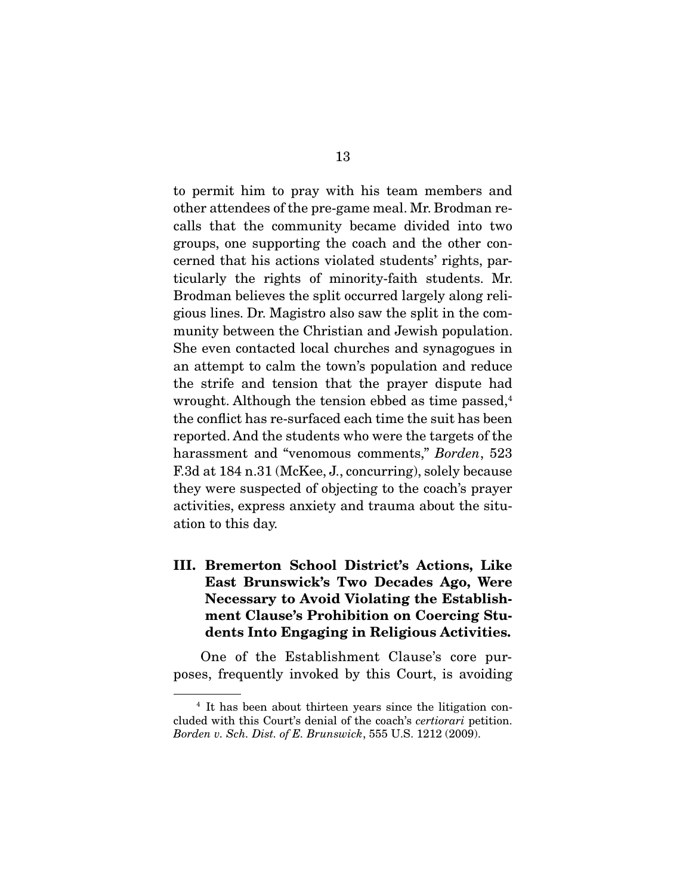to permit him to pray with his team members and other attendees of the pre-game meal. Mr. Brodman recalls that the community became divided into two groups, one supporting the coach and the other concerned that his actions violated students' rights, particularly the rights of minority-faith students. Mr. Brodman believes the split occurred largely along religious lines. Dr. Magistro also saw the split in the community between the Christian and Jewish population. She even contacted local churches and synagogues in an attempt to calm the town's population and reduce the strife and tension that the prayer dispute had wrought. Although the tension ebbed as time passed,[4] the conflict has re-surfaced each time the suit has been reported. And the students who were the targets of the harassment and "venomous comments," *Borden*, 523 F.3d at 184 n.31 (McKee, J., concurring), solely because they were suspected of objecting to the coach's prayer activities, express anxiety and trauma about the situation to this day.

## III. Bremerton School District's Actions, Like East Brunswick's Two Decades Ago, Were Necessary to Avoid Violating the Establishment Clause's Prohibition on Coercing Students Into Engaging in Religious Activities.

One of the Establishment Clause's core purposes, frequently invoked by this Court, is avoiding

---

[4] It has been about thirteen years since the litigation concluded with this Court's denial of the coach's *certiorari* petition. *Borden v. Sch. Dist. of E. Brunswick*, 555 U.S. 1212 (2009).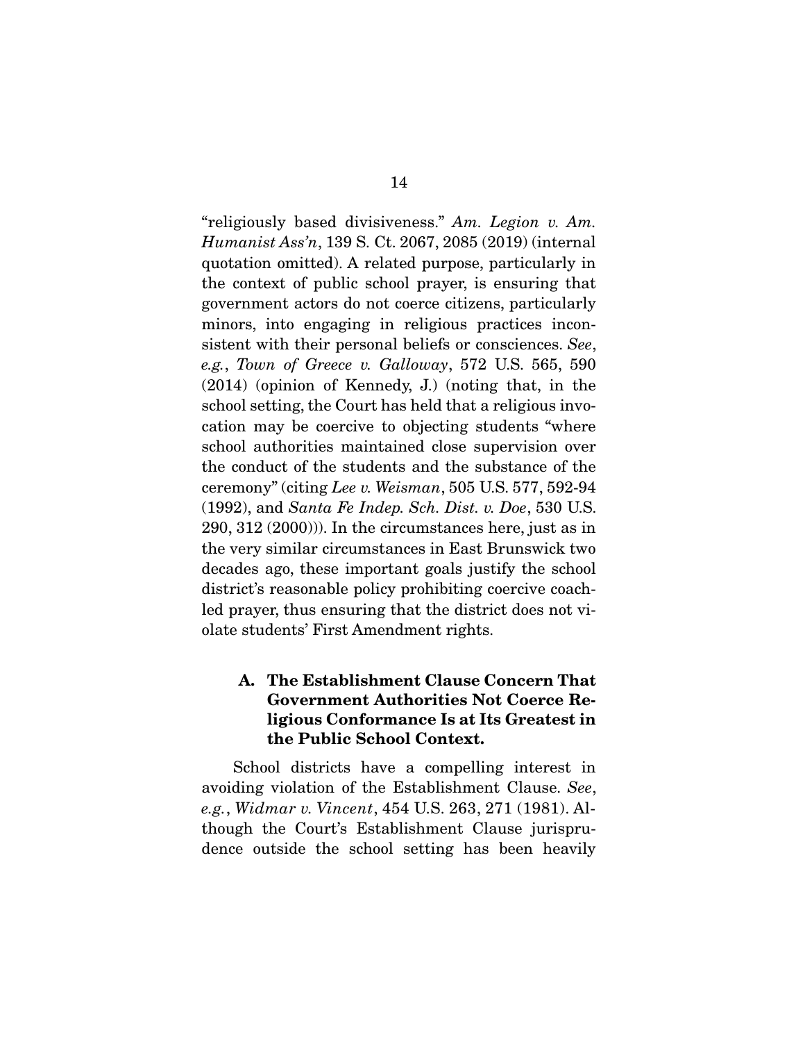"religiously based divisiveness." *Am. Legion v. Am. Humanist Ass'n*, 139 S. Ct. 2067, 2085 (2019) (internal quotation omitted). A related purpose, particularly in the context of public school prayer, is ensuring that government actors do not coerce citizens, particularly minors, into engaging in religious practices inconsistent with their personal beliefs or consciences. *See, e.g.*, *Town of Greece v. Galloway*, 572 U.S. 565, 590 (2014) (opinion of Kennedy, J.) (noting that, in the school setting, the Court has held that a religious invocation may be coercive to objecting students "where school authorities maintained close supervision over the conduct of the students and the substance of the ceremony" (citing *Lee v. Weisman*, 505 U.S. 577, 592-94 (1992), and *Santa Fe Indep. Sch. Dist. v. Doe*, 530 U.S. 290, 312 (2000))). In the circumstances here, just as in the very similar circumstances in East Brunswick two decades ago, these important goals justify the school district's reasonable policy prohibiting coercive coach-led prayer, thus ensuring that the district does not violate students' First Amendment rights.

### A. The Establishment Clause Concern That Government Authorities Not Coerce Religious Conformance Is at Its Greatest in the Public School Context.

School districts have a compelling interest in avoiding violation of the Establishment Clause. *See, e.g.*, *Widmar v. Vincent*, 454 U.S. 263, 271 (1981). Although the Court's Establishment Clause jurisprudence outside the school setting has been heavily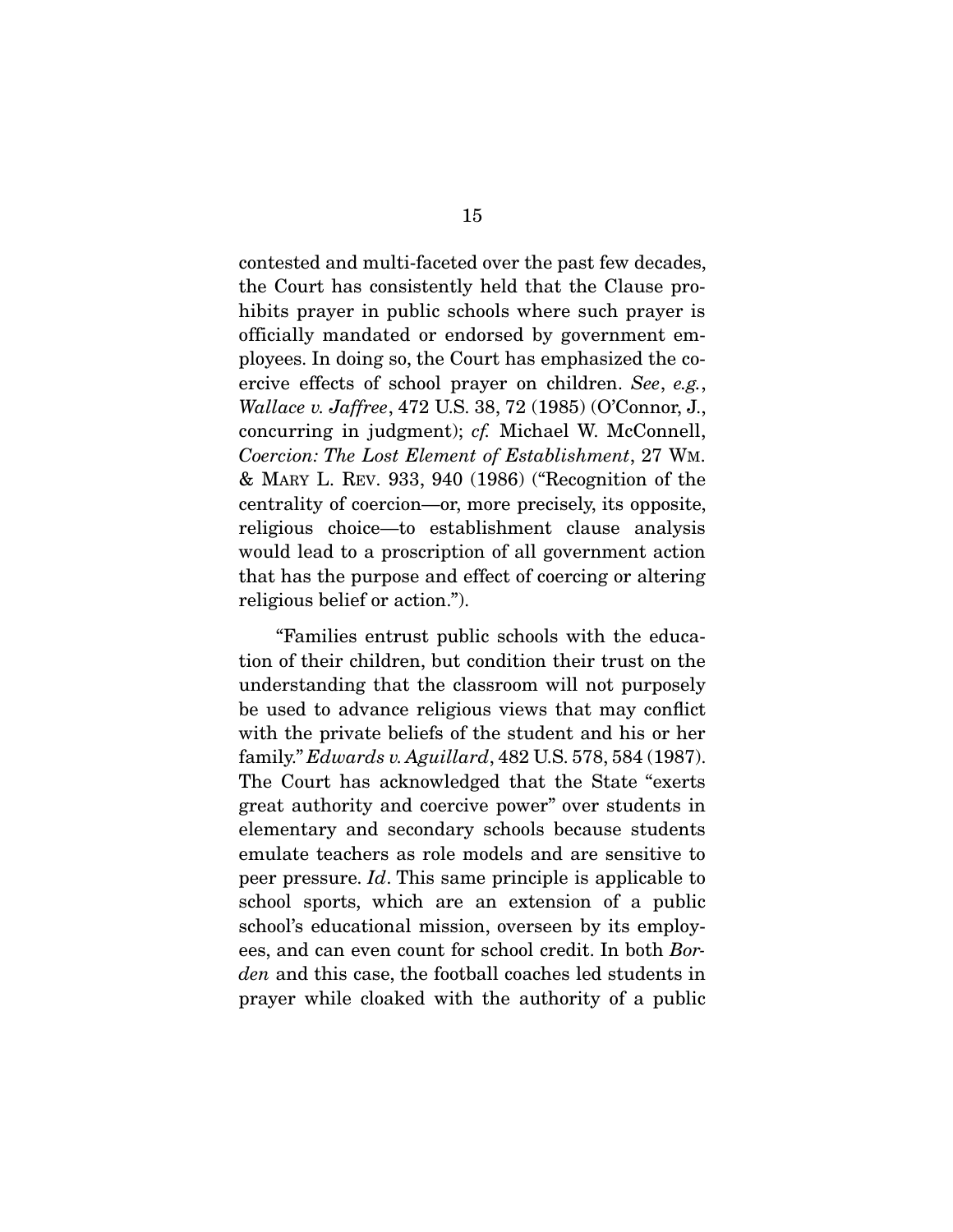contested and multi-faceted over the past few decades, the Court has consistently held that the Clause prohibits prayer in public schools where such prayer is officially mandated or endorsed by government employees. In doing so, the Court has emphasized the coercive effects of school prayer on children. *See*, *e.g.*, *Wallace v. Jaffree*, 472 U.S. 38, 72 (1985) (O'Connor, J., concurring in judgment); *cf.* Michael W. McConnell, *Coercion: The Lost Element of Establishment*, 27 WM. & MARY L. REV. 933, 940 (1986) ("Recognition of the centrality of coercion—or, more precisely, its opposite, religious choice—to establishment clause analysis would lead to a proscription of all government action that has the purpose and effect of coercing or altering religious belief or action.").

"Families entrust public schools with the education of their children, but condition their trust on the understanding that the classroom will not purposely be used to advance religious views that may conflict with the private beliefs of the student and his or her family." *Edwards v. Aguillard*, 482 U.S. 578, 584 (1987). The Court has acknowledged that the State "exerts great authority and coercive power" over students in elementary and secondary schools because students emulate teachers as role models and are sensitive to peer pressure. *Id*. This same principle is applicable to school sports, which are an extension of a public school's educational mission, overseen by its employees, and can even count for school credit. In both *Borden* and this case, the football coaches led students in prayer while cloaked with the authority of a public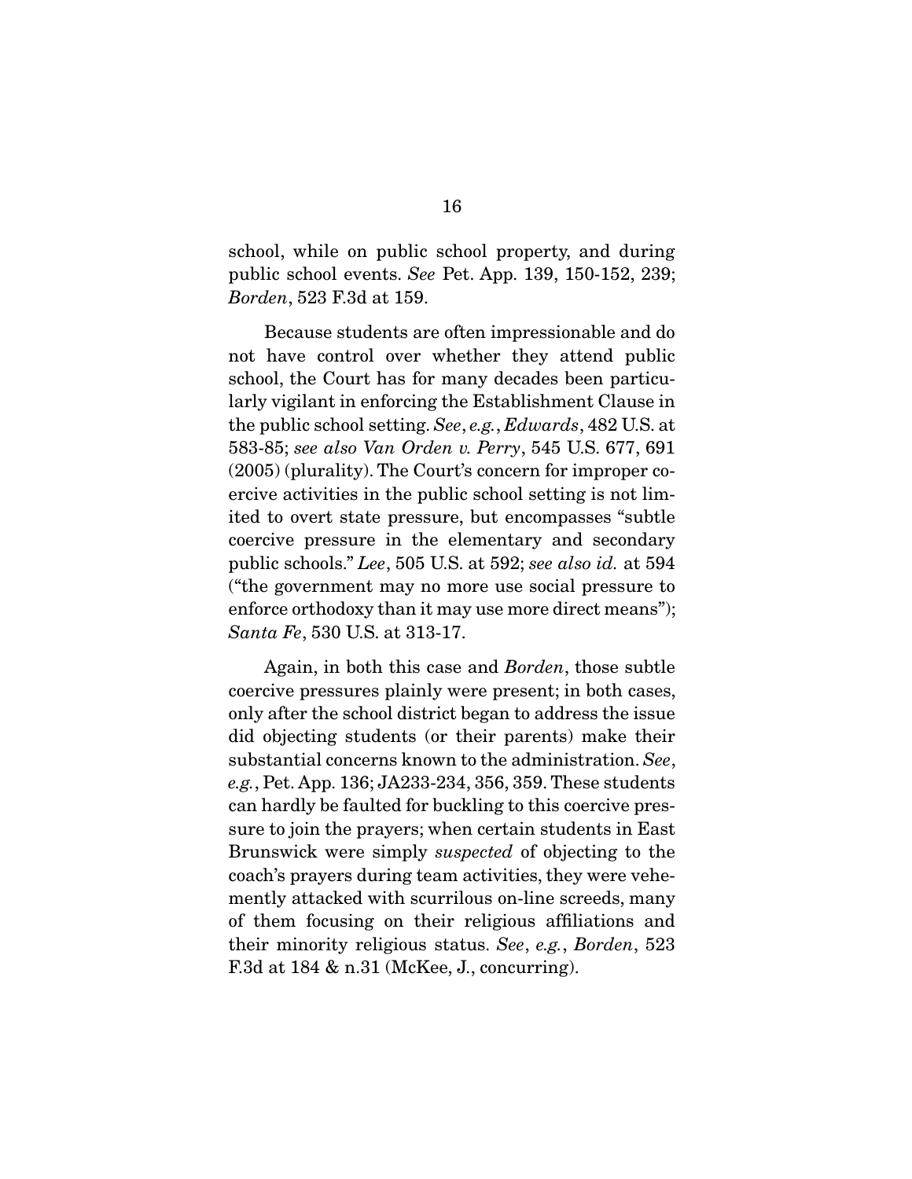school, while on public school property, and during public school events. *See* Pet. App. 139, 150-152, 239; *Borden*, 523 F.3d at 159.

Because students are often impressionable and do not have control over whether they attend public school, the Court has for many decades been particularly vigilant in enforcing the Establishment Clause in the public school setting. *See*, *e.g.*, *Edwards*, 482 U.S. at 583-85; *see also Van Orden v. Perry*, 545 U.S. 677, 691 (2005) (plurality). The Court's concern for improper coercive activities in the public school setting is not limited to overt state pressure, but encompasses "subtle coercive pressure in the elementary and secondary public schools." *Lee*, 505 U.S. at 592; *see also id.* at 594 ("the government may no more use social pressure to enforce orthodoxy than it may use more direct means"); *Santa Fe*, 530 U.S. at 313-17.

Again, in both this case and *Borden*, those subtle coercive pressures plainly were present; in both cases, only after the school district began to address the issue did objecting students (or their parents) make their substantial concerns known to the administration. *See*, *e.g.*, Pet. App. 136; JA233-234, 356, 359. These students can hardly be faulted for buckling to this coercive pressure to join the prayers; when certain students in East Brunswick were simply *suspected* of objecting to the coach's prayers during team activities, they were vehemently attacked with scurrilous on-line screeds, many of them focusing on their religious affiliations and their minority religious status. *See*, *e.g.*, *Borden*, 523 F.3d at 184 & n.31 (McKee, J., concurring).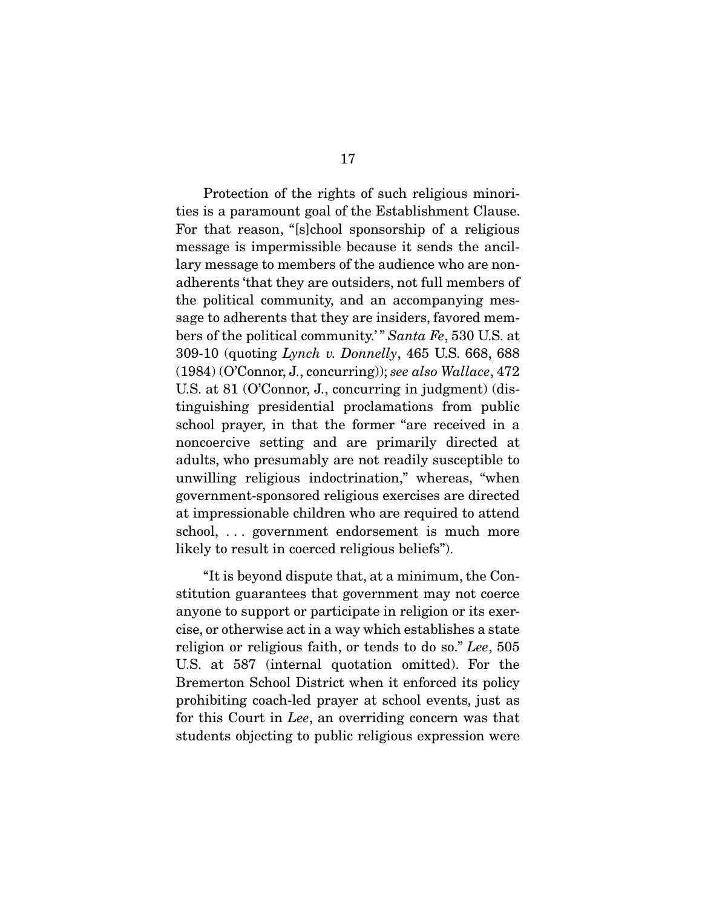Protection of the rights of such religious minorities is a paramount goal of the Establishment Clause. For that reason, "[s]chool sponsorship of a religious message is impermissible because it sends the ancillary message to members of the audience who are nonadherents 'that they are outsiders, not full members of the political community, and an accompanying message to adherents that they are insiders, favored members of the political community.'" *Santa Fe*, 530 U.S. at 309-10 (quoting *Lynch v. Donnelly*, 465 U.S. 668, 688 (1984) (O'Connor, J., concurring)); *see also Wallace*, 472 U.S. at 81 (O'Connor, J., concurring in judgment) (distinguishing presidential proclamations from public school prayer, in that the former "are received in a noncoercive setting and are primarily directed at adults, who presumably are not readily susceptible to unwilling religious indoctrination," whereas, "when government-sponsored religious exercises are directed at impressionable children who are required to attend school, . . . government endorsement is much more likely to result in coerced religious beliefs").

"It is beyond dispute that, at a minimum, the Constitution guarantees that government may not coerce anyone to support or participate in religion or its exercise, or otherwise act in a way which establishes a state religion or religious faith, or tends to do so." *Lee*, 505 U.S. at 587 (internal quotation omitted). For the Bremerton School District when it enforced its policy prohibiting coach-led prayer at school events, just as for this Court in *Lee*, an overriding concern was that students objecting to public religious expression were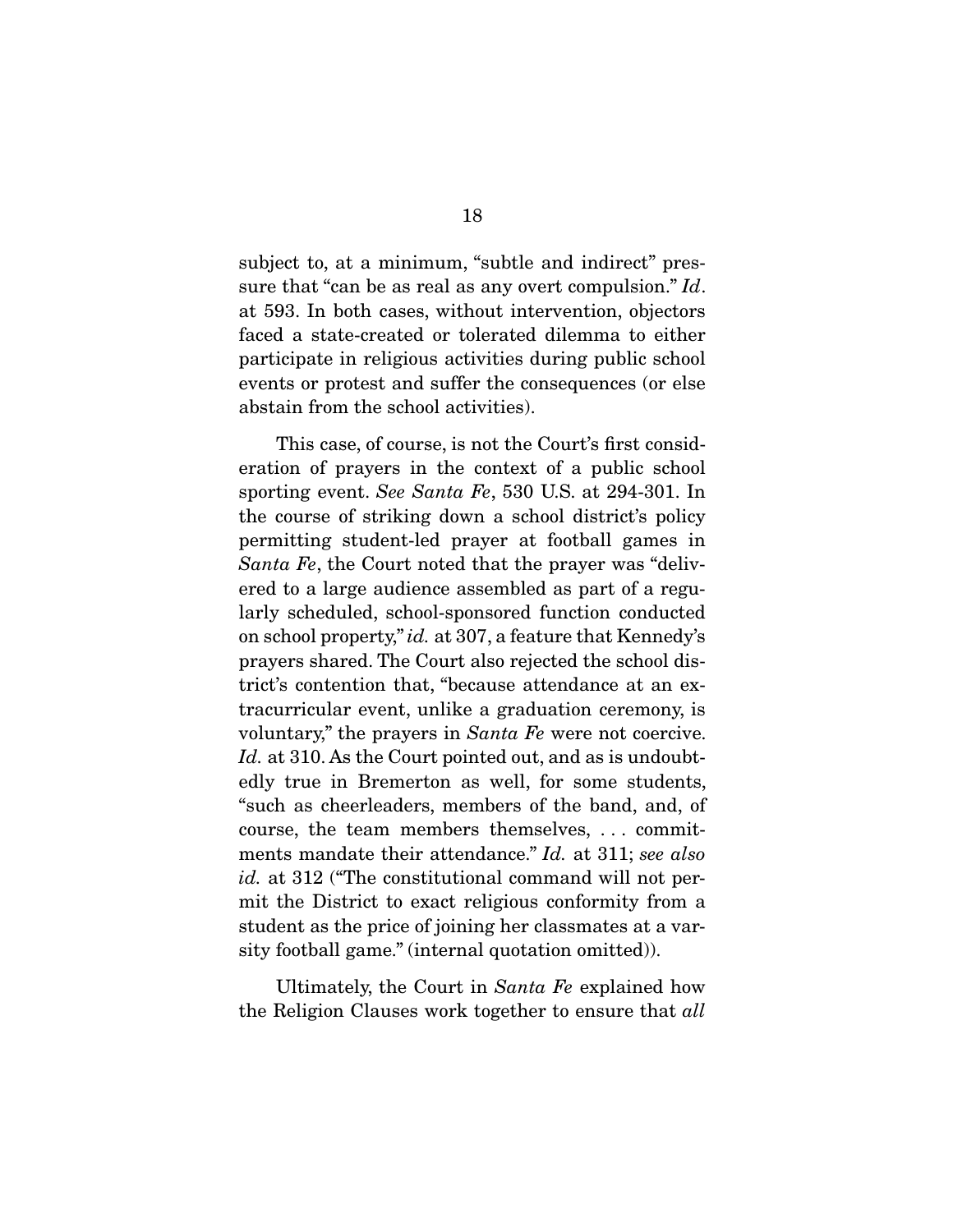subject to, at a minimum, "subtle and indirect" pressure that "can be as real as any overt compulsion." *Id*. at 593. In both cases, without intervention, objectors faced a state-created or tolerated dilemma to either participate in religious activities during public school events or protest and suffer the consequences (or else abstain from the school activities).

This case, of course, is not the Court's first consideration of prayers in the context of a public school sporting event. *See Santa Fe*, 530 U.S. at 294-301. In the course of striking down a school district's policy permitting student-led prayer at football games in *Santa Fe*, the Court noted that the prayer was "delivered to a large audience assembled as part of a regularly scheduled, school-sponsored function conducted on school property," *id.* at 307, a feature that Kennedy's prayers shared. The Court also rejected the school district's contention that, "because attendance at an extracurricular event, unlike a graduation ceremony, is voluntary," the prayers in *Santa Fe* were not coercive. *Id.* at 310. As the Court pointed out, and as is undoubtedly true in Bremerton as well, for some students, "such as cheerleaders, members of the band, and, of course, the team members themselves, . . . commitments mandate their attendance." *Id.* at 311; *see also id.* at 312 ("The constitutional command will not permit the District to exact religious conformity from a student as the price of joining her classmates at a varsity football game." (internal quotation omitted)).

Ultimately, the Court in *Santa Fe* explained how the Religion Clauses work together to ensure that *all*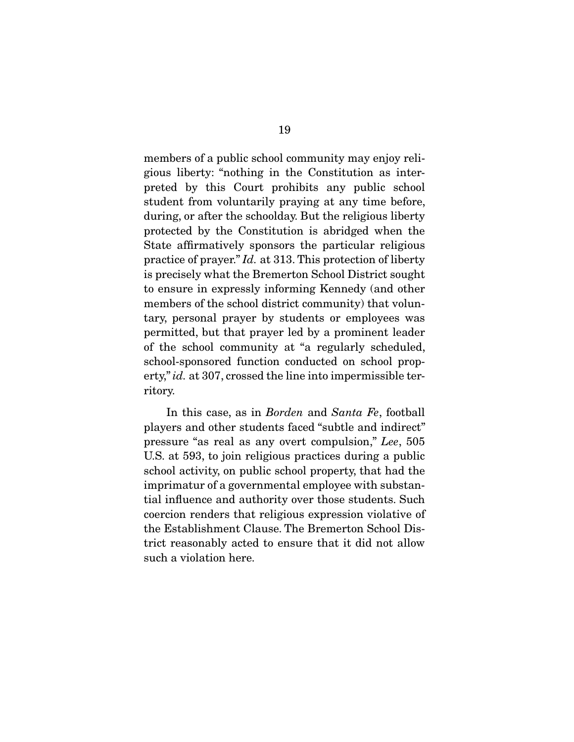members of a public school community may enjoy religious liberty: "nothing in the Constitution as interpreted by this Court prohibits any public school student from voluntarily praying at any time before, during, or after the schoolday. But the religious liberty protected by the Constitution is abridged when the State affirmatively sponsors the particular religious practice of prayer." *Id.* at 313. This protection of liberty is precisely what the Bremerton School District sought to ensure in expressly informing Kennedy (and other members of the school district community) that voluntary, personal prayer by students or employees was permitted, but that prayer led by a prominent leader of the school community at "a regularly scheduled, school-sponsored function conducted on school property," *id.* at 307, crossed the line into impermissible territory.

In this case, as in *Borden* and *Santa Fe*, football players and other students faced "subtle and indirect" pressure "as real as any overt compulsion," *Lee*, 505 U.S. at 593, to join religious practices during a public school activity, on public school property, that had the imprimatur of a governmental employee with substantial influence and authority over those students. Such coercion renders that religious expression violative of the Establishment Clause. The Bremerton School District reasonably acted to ensure that it did not allow such a violation here.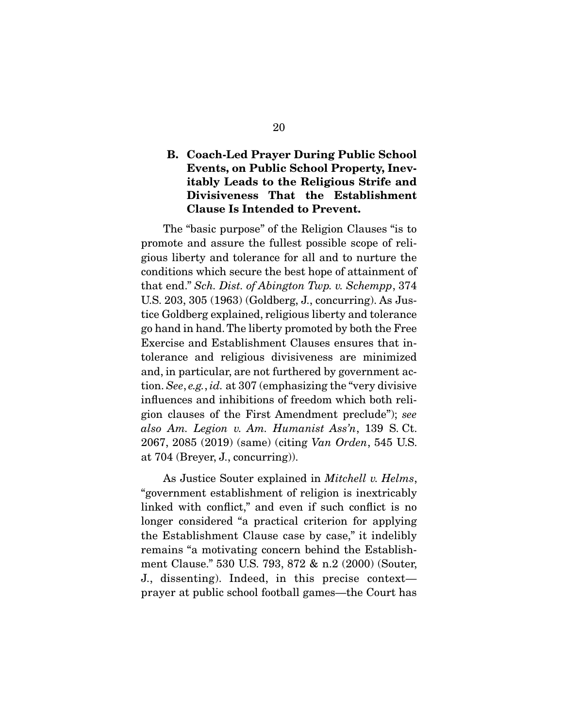### B. Coach-Led Prayer During Public School Events, on Public School Property, Inevitably Leads to the Religious Strife and Divisiveness That the Establishment Clause Is Intended to Prevent.

The "basic purpose" of the Religion Clauses "is to promote and assure the fullest possible scope of religious liberty and tolerance for all and to nurture the conditions which secure the best hope of attainment of that end." *Sch. Dist. of Abington Twp. v. Schempp*, 374 U.S. 203, 305 (1963) (Goldberg, J., concurring). As Justice Goldberg explained, religious liberty and tolerance go hand in hand. The liberty promoted by both the Free Exercise and Establishment Clauses ensures that intolerance and religious divisiveness are minimized and, in particular, are not furthered by government action. *See*, *e.g.*, *id.* at 307 (emphasizing the "very divisive influences and inhibitions of freedom which both religion clauses of the First Amendment preclude"); *see also Am. Legion v. Am. Humanist Ass'n*, 139 S. Ct. 2067, 2085 (2019) (same) (citing *Van Orden*, 545 U.S. at 704 (Breyer, J., concurring)).

As Justice Souter explained in *Mitchell v. Helms*, "government establishment of religion is inextricably linked with conflict," and even if such conflict is no longer considered "a practical criterion for applying the Establishment Clause case by case," it indelibly remains "a motivating concern behind the Establishment Clause." 530 U.S. 793, 872 & n.2 (2000) (Souter, J., dissenting). Indeed, in this precise context—prayer at public school football games—the Court has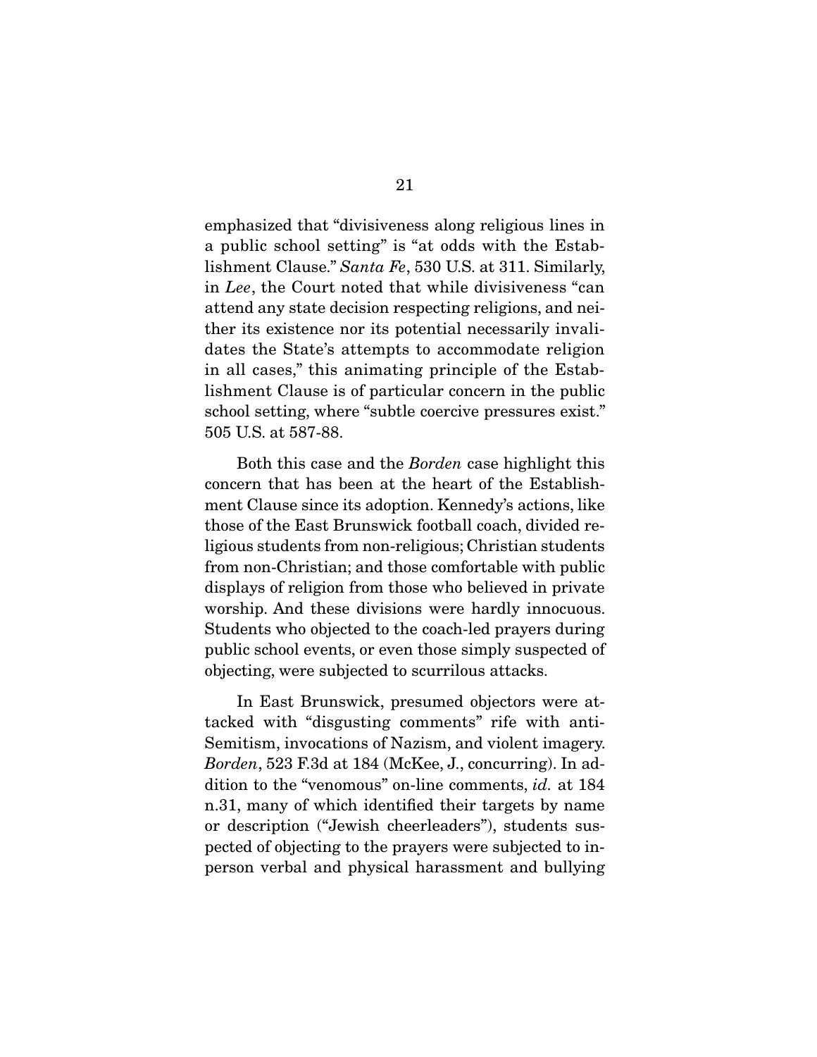emphasized that "divisiveness along religious lines in a public school setting" is "at odds with the Establishment Clause." *Santa Fe*, 530 U.S. at 311. Similarly, in *Lee*, the Court noted that while divisiveness "can attend any state decision respecting religions, and neither its existence nor its potential necessarily invalidates the State's attempts to accommodate religion in all cases," this animating principle of the Establishment Clause is of particular concern in the public school setting, where "subtle coercive pressures exist." 505 U.S. at 587-88.

Both this case and the *Borden* case highlight this concern that has been at the heart of the Establishment Clause since its adoption. Kennedy's actions, like those of the East Brunswick football coach, divided religious students from non-religious; Christian students from non-Christian; and those comfortable with public displays of religion from those who believed in private worship. And these divisions were hardly innocuous. Students who objected to the coach-led prayers during public school events, or even those simply suspected of objecting, were subjected to scurrilous attacks.

In East Brunswick, presumed objectors were attacked with "disgusting comments" rife with anti-Semitism, invocations of Nazism, and violent imagery. *Borden*, 523 F.3d at 184 (McKee, J., concurring). In addition to the "venomous" on-line comments, *id.* at 184 n.31, many of which identified their targets by name or description ("Jewish cheerleaders"), students suspected of objecting to the prayers were subjected to in-person verbal and physical harassment and bullying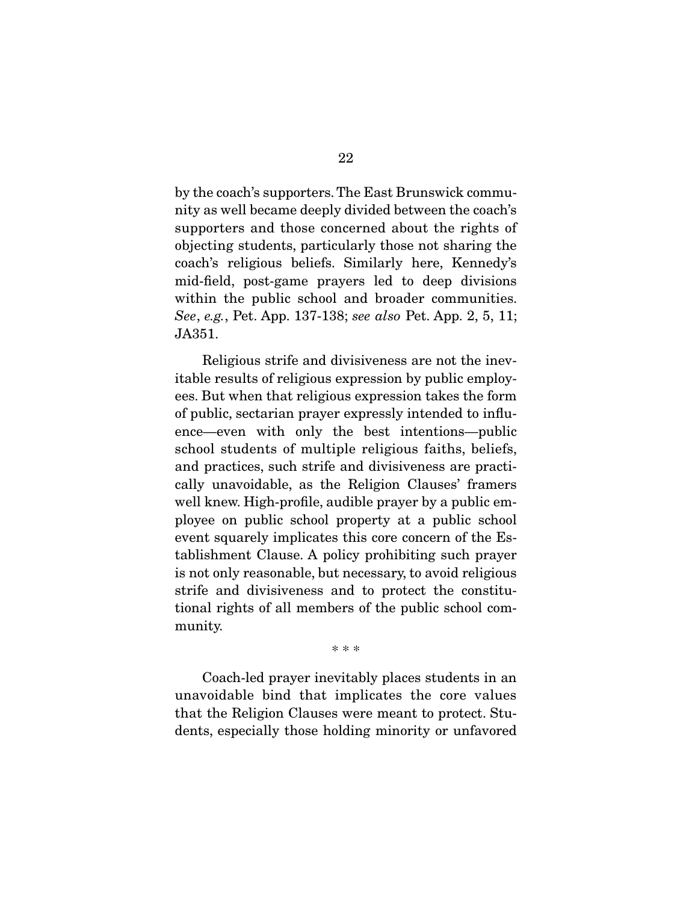by the coach's supporters. The East Brunswick community as well became deeply divided between the coach's supporters and those concerned about the rights of objecting students, particularly those not sharing the coach's religious beliefs. Similarly here, Kennedy's mid-field, post-game prayers led to deep divisions within the public school and broader communities. *See*, *e.g.*, Pet. App. 137-138; *see also* Pet. App. 2, 5, 11; JA351.

Religious strife and divisiveness are not the inevitable results of religious expression by public employees. But when that religious expression takes the form of public, sectarian prayer expressly intended to influence—even with only the best intentions—public school students of multiple religious faiths, beliefs, and practices, such strife and divisiveness are practically unavoidable, as the Religion Clauses' framers well knew. High-profile, audible prayer by a public employee on public school property at a public school event squarely implicates this core concern of the Establishment Clause. A policy prohibiting such prayer is not only reasonable, but necessary, to avoid religious strife and divisiveness and to protect the constitutional rights of all members of the public school community.

\* \* \*

Coach-led prayer inevitably places students in an unavoidable bind that implicates the core values that the Religion Clauses were meant to protect. Students, especially those holding minority or unfavored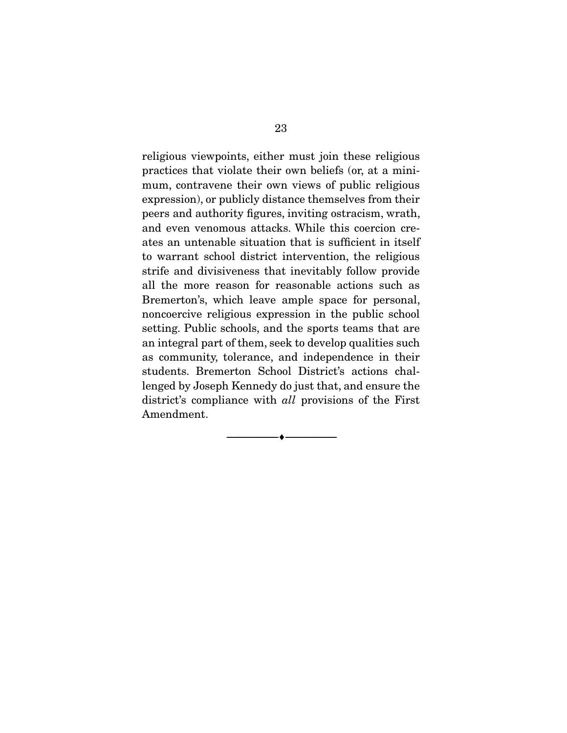religious viewpoints, either must join these religious practices that violate their own beliefs (or, at a minimum, contravene their own views of public religious expression), or publicly distance themselves from their peers and authority figures, inviting ostracism, wrath, and even venomous attacks. While this coercion creates an untenable situation that is sufficient in itself to warrant school district intervention, the religious strife and divisiveness that inevitably follow provide all the more reason for reasonable actions such as Bremerton's, which leave ample space for personal, noncoercive religious expression in the public school setting. Public schools, and the sports teams that are an integral part of them, seek to develop qualities such as community, tolerance, and independence in their students. Bremerton School District's actions challenged by Joseph Kennedy do just that, and ensure the district's compliance with *all* provisions of the First Amendment.

---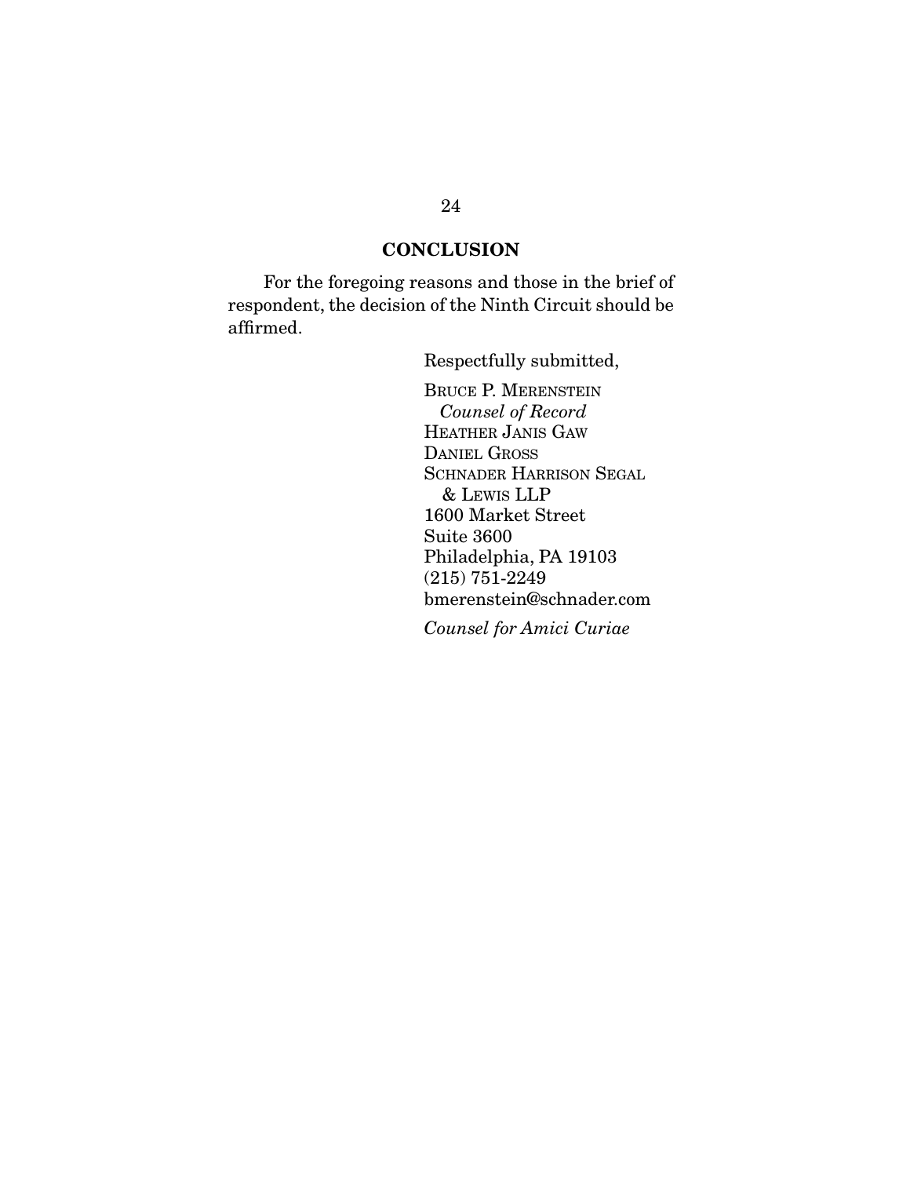## CONCLUSION

For the foregoing reasons and those in the brief of respondent, the decision of the Ninth Circuit should be affirmed.

Respectfully submitted,

BRUCE P. MERENSTEIN
*Counsel of Record*
HEATHER JANIS GAW
DANIEL GROSS
SCHNADER HARRISON SEGAL
& LEWIS LLP
1600 Market Street
Suite 3600
Philadelphia, PA 19103
(215) 751-2249
bmerenstein@schnader.com

*Counsel for Amici Curiae*